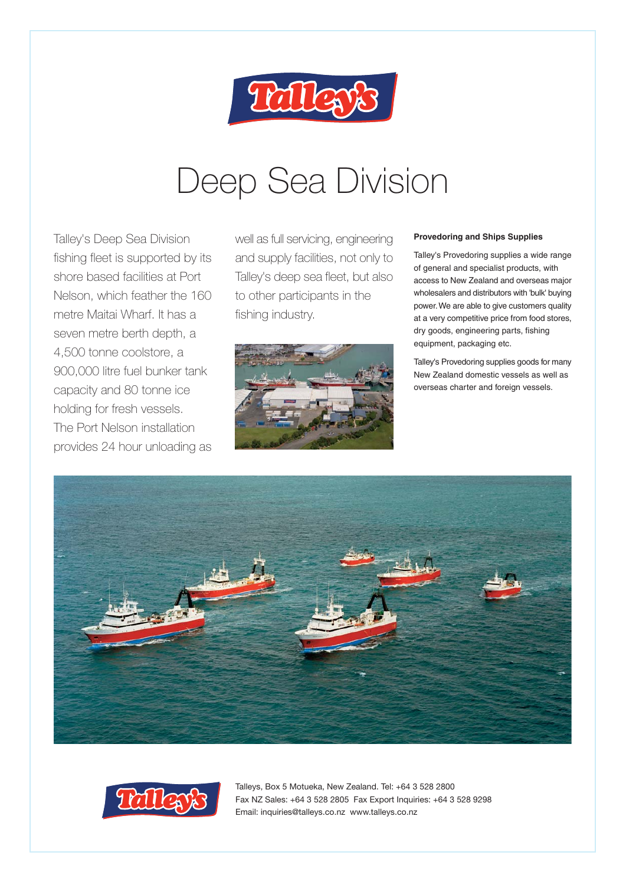Talley's

# Deep Sea Division

Talley's Deep Sea Division fishing fleet is supported by its shore based facilities at Port Nelson, which feather the 160 metre Maitai Wharf. It has a seven metre berth depth, a 4,500 tonne coolstore, a 900,000 litre fuel bunker tank capacity and 80 tonne ice holding for fresh vessels. The Port Nelson installation provides 24 hour unloading as well as full servicing, engineering and supply facilities, not only to Talley's deep sea fleet, but also to other participants in the fishing industry.

**Provedoring and Ships Supplies**

Talley's Provedoring supplies a wide range of general and specialist products, with access to New Zealand and overseas major wholesalers and distributors with 'bulk' buying power. We are able to give customers quality at a very competitive price from food stores, dry goods, engineering parts, fishing equipment, packaging etc.

Talley's Provedoring supplies goods for many New Zealand domestic vessels as well as overseas charter and foreign vessels.

Talley's

Talleys, Box 5 Motueka, New Zealand. Tel: +64 3 528 2800
Fax NZ Sales: +64 3 528 2805 Fax Export Inquiries: +64 3 528 9298
Email: inquiries@talleys.co.nz www.talleys.co.nz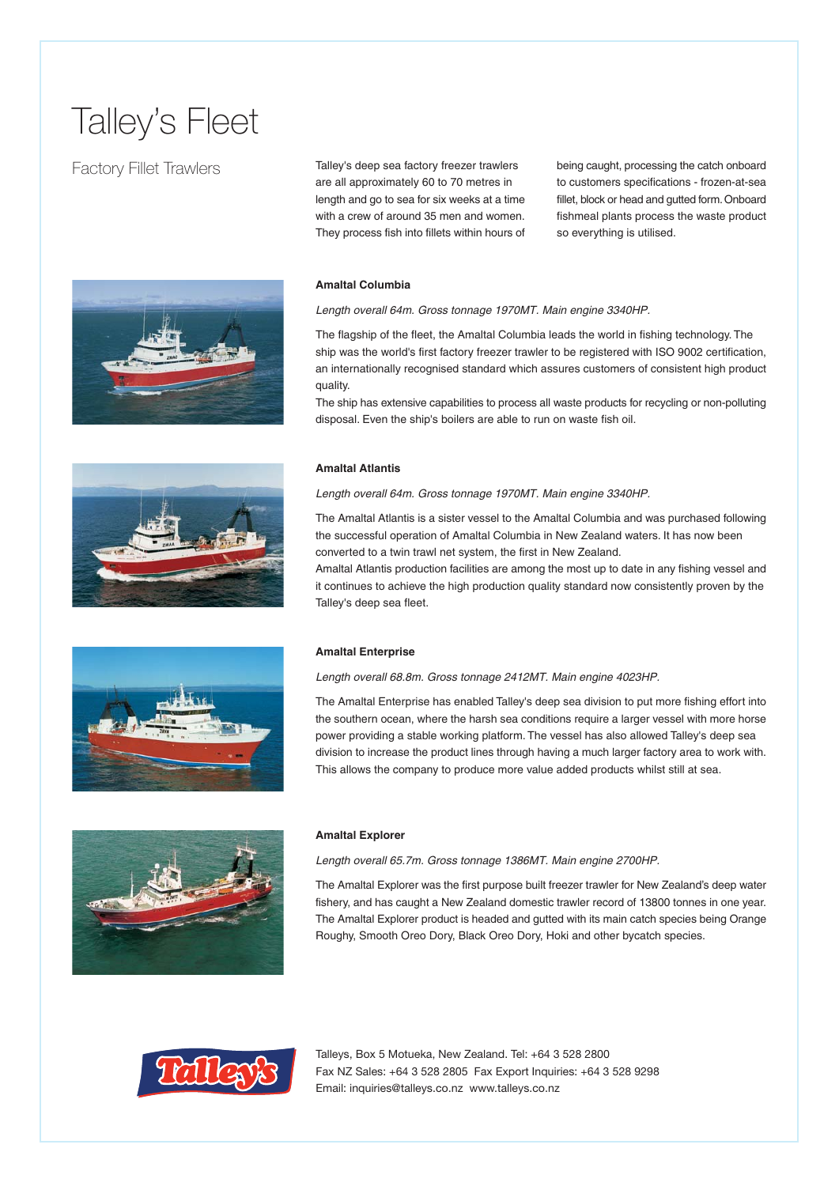# Talley's Fleet

## Factory Fillet Trawlers

Talley's deep sea factory freezer trawlers are all approximately 60 to 70 metres in length and go to sea for six weeks at a time with a crew of around 35 men and women. They process fish into fillets within hours of being caught, processing the catch onboard to customers specifications - frozen-at-sea fillet, block or head and gutted form. Onboard fishmeal plants process the waste product so everything is utilised.

### Amaltal Columbia

*Length overall 64m. Gross tonnage 1970MT. Main engine 3340HP.*

The flagship of the fleet, the Amaltal Columbia leads the world in fishing technology. The ship was the world's first factory freezer trawler to be registered with ISO 9002 certification, an internationally recognised standard which assures customers of consistent high product quality.

The ship has extensive capabilities to process all waste products for recycling or non-polluting disposal. Even the ship's boilers are able to run on waste fish oil.

### Amaltal Atlantis

*Length overall 64m. Gross tonnage 1970MT. Main engine 3340HP.*

The Amaltal Atlantis is a sister vessel to the Amaltal Columbia and was purchased following the successful operation of Amaltal Columbia in New Zealand waters. It has now been converted to a twin trawl net system, the first in New Zealand.

Amaltal Atlantis production facilities are among the most up to date in any fishing vessel and it continues to achieve the high production quality standard now consistently proven by the Talley's deep sea fleet.

### Amaltal Enterprise

*Length overall 68.8m. Gross tonnage 2412MT. Main engine 4023HP.*

The Amaltal Enterprise has enabled Talley's deep sea division to put more fishing effort into the southern ocean, where the harsh sea conditions require a larger vessel with more horse power providing a stable working platform. The vessel has also allowed Talley's deep sea division to increase the product lines through having a much larger factory area to work with. This allows the company to produce more value added products whilst still at sea.

### Amaltal Explorer

*Length overall 65.7m. Gross tonnage 1386MT. Main engine 2700HP.*

The Amaltal Explorer was the first purpose built freezer trawler for New Zealand's deep water fishery, and has caught a New Zealand domestic trawler record of 13800 tonnes in one year. The Amaltal Explorer product is headed and gutted with its main catch species being Orange Roughy, Smooth Oreo Dory, Black Oreo Dory, Hoki and other bycatch species.

Talleys, Box 5 Motueka, New Zealand. Tel: +64 3 528 2800
Fax NZ Sales: +64 3 528 2805 Fax Export Inquiries: +64 3 528 9298
Email: inquiries@talleys.co.nz www.talleys.co.nz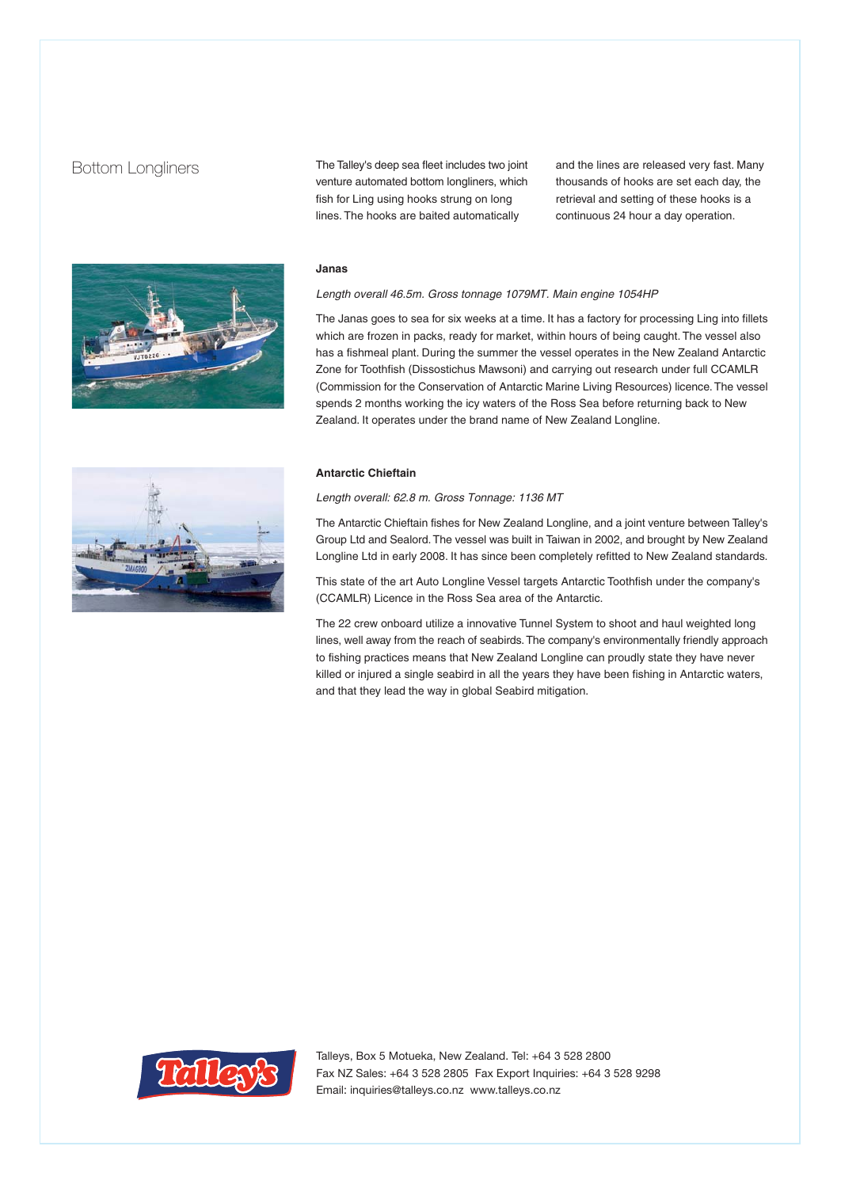## Bottom Longliners

The Talley's deep sea fleet includes two joint venture automated bottom longliners, which fish for Ling using hooks strung on long lines. The hooks are baited automatically and the lines are released very fast. Many thousands of hooks are set each day, the retrieval and setting of these hooks is a continuous 24 hour a day operation.

### Janas

*Length overall 46.5m. Gross tonnage 1079MT. Main engine 1054HP*

The Janas goes to sea for six weeks at a time. It has a factory for processing Ling into fillets which are frozen in packs, ready for market, within hours of being caught. The vessel also has a fishmeal plant. During the summer the vessel operates in the New Zealand Antarctic Zone for Toothfish (Dissostichus Mawsoni) and carrying out research under full CCAMLR (Commission for the Conservation of Antarctic Marine Living Resources) licence. The vessel spends 2 months working the icy waters of the Ross Sea before returning back to New Zealand. It operates under the brand name of New Zealand Longline.

### Antarctic Chieftain

*Length overall: 62.8 m. Gross Tonnage: 1136 MT*

The Antarctic Chieftain fishes for New Zealand Longline, and a joint venture between Talley's Group Ltd and Sealord. The vessel was built in Taiwan in 2002, and brought by New Zealand Longline Ltd in early 2008. It has since been completely refitted to New Zealand standards.

This state of the art Auto Longline Vessel targets Antarctic Toothfish under the company's (CCAMLR) Licence in the Ross Sea area of the Antarctic.

The 22 crew onboard utilize a innovative Tunnel System to shoot and haul weighted long lines, well away from the reach of seabirds. The company's environmentally friendly approach to fishing practices means that New Zealand Longline can proudly state they have never killed or injured a single seabird in all the years they have been fishing in Antarctic waters, and that they lead the way in global Seabird mitigation.

Talleys, Box 5 Motueka, New Zealand. Tel: +64 3 528 2800
Fax NZ Sales: +64 3 528 2805 Fax Export Inquiries: +64 3 528 9298
Email: inquiries@talleys.co.nz www.talleys.co.nz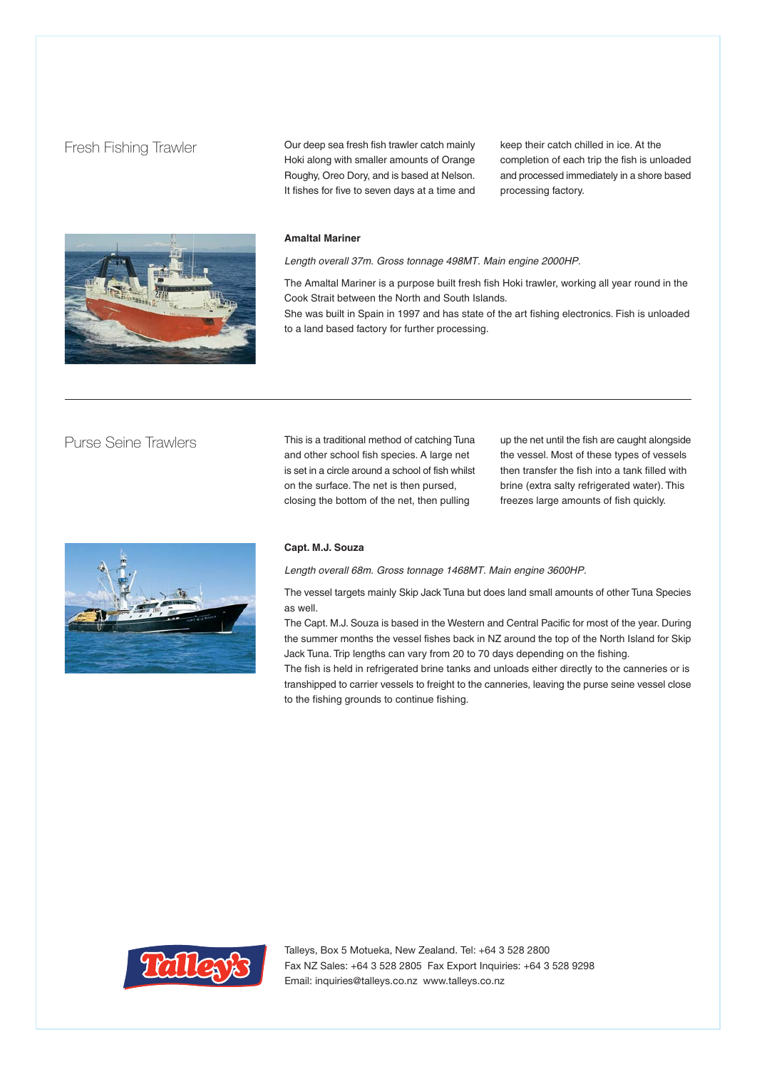## Fresh Fishing Trawler

Our deep sea fresh fish trawler catch mainly Hoki along with smaller amounts of Orange Roughy, Oreo Dory, and is based at Nelson. It fishes for five to seven days at a time and keep their catch chilled in ice. At the completion of each trip the fish is unloaded and processed immediately in a shore based processing factory.

**Amaltal Mariner**

*Length overall 37m. Gross tonnage 498MT. Main engine 2000HP.*

The Amaltal Mariner is a purpose built fresh fish Hoki trawler, working all year round in the Cook Strait between the North and South Islands.

She was built in Spain in 1997 and has state of the art fishing electronics. Fish is unloaded to a land based factory for further processing.

---

## Purse Seine Trawlers

This is a traditional method of catching Tuna and other school fish species. A large net is set in a circle around a school of fish whilst on the surface. The net is then pursed, closing the bottom of the net, then pulling up the net until the fish are caught alongside the vessel. Most of these types of vessels then transfer the fish into a tank filled with brine (extra salty refrigerated water). This freezes large amounts of fish quickly.

**Capt. M.J. Souza**

*Length overall 68m. Gross tonnage 1468MT. Main engine 3600HP.*

The vessel targets mainly Skip Jack Tuna but does land small amounts of other Tuna Species as well.

The Capt. M.J. Souza is based in the Western and Central Pacific for most of the year. During the summer months the vessel fishes back in NZ around the top of the North Island for Skip Jack Tuna. Trip lengths can vary from 20 to 70 days depending on the fishing.

The fish is held in refrigerated brine tanks and unloads either directly to the canneries or is transhipped to carrier vessels to freight to the canneries, leaving the purse seine vessel close to the fishing grounds to continue fishing.

Talleys, Box 5 Motueka, New Zealand. Tel: +64 3 528 2800
Fax NZ Sales: +64 3 528 2805 Fax Export Inquiries: +64 3 528 9298
Email: inquiries@talleys.co.nz www.talleys.co.nz